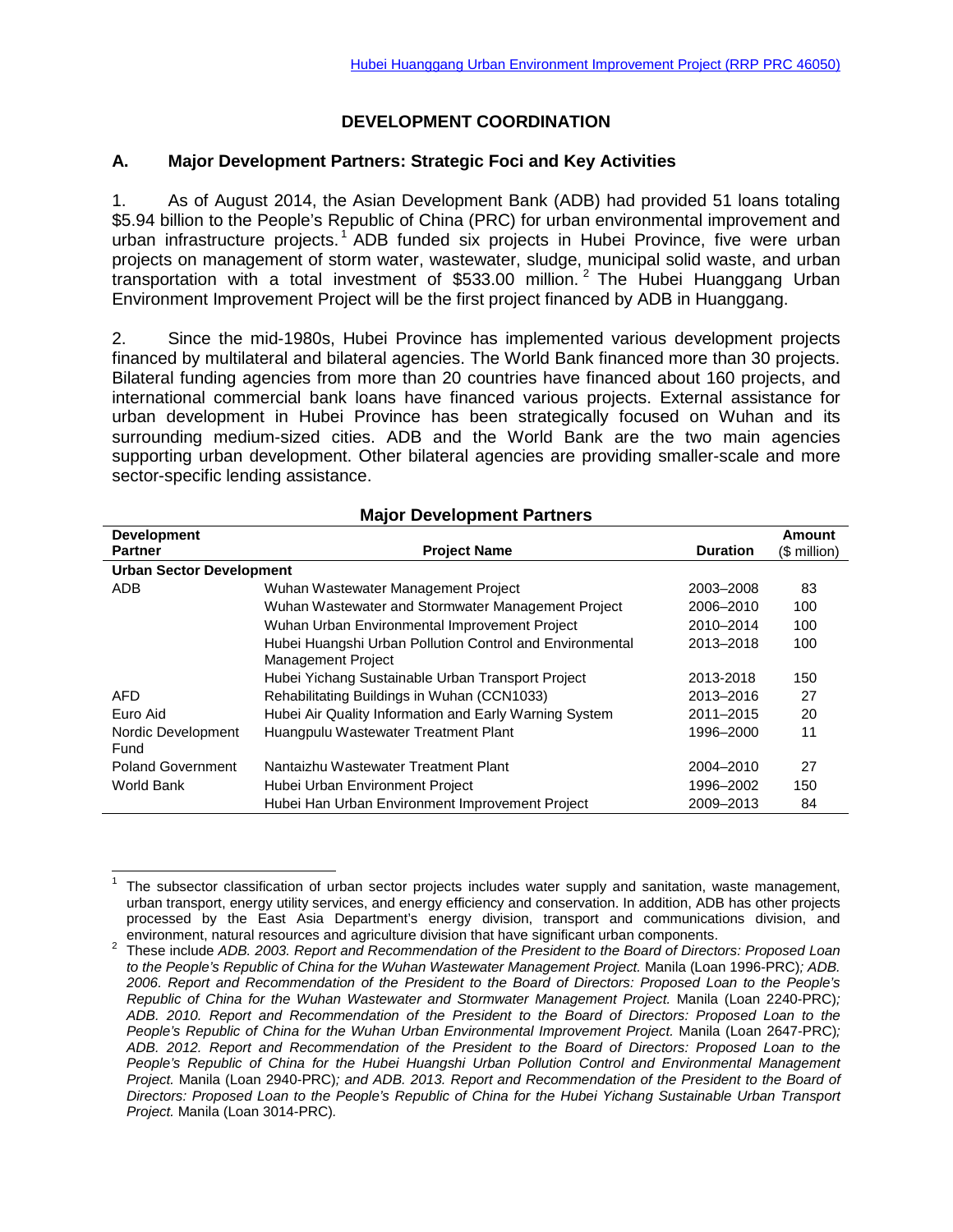# DEVELOPMENT COORDINATION

## A. Major Development Partners: Strategic Foci and Key Activities

1. As of August 2014, the Asian Development Bank (ADB) had provided 51 loans totaling \$5.94 billion to the People's Republic of China (PRC) for urban environmental improvement and urban infrastructure projects.[1] ADB funded six projects in Hubei Province, five were urban projects on management of storm water, wastewater, sludge, municipal solid waste, and urban transportation with a total investment of \$533.00 million.[2] The Hubei Huanggang Urban Environment Improvement Project will be the first project financed by ADB in Huanggang.

2. Since the mid-1980s, Hubei Province has implemented various development projects financed by multilateral and bilateral agencies. The World Bank financed more than 30 projects. Bilateral funding agencies from more than 20 countries have financed about 160 projects, and international commercial bank loans have financed various projects. External assistance for urban development in Hubei Province has been strategically focused on Wuhan and its surrounding medium-sized cities. ADB and the World Bank are the two main agencies supporting urban development. Other bilateral agencies are providing smaller-scale and more sector-specific lending assistance.

**Major Development Partners**

| Development Partner | Project Name | Duration | Amount (\$ million) |
|---|---|---|---|
| **Urban Sector Development** | | | |
| ADB | Wuhan Wastewater Management Project | 2003–2008 | 83 |
| | Wuhan Wastewater and Stormwater Management Project | 2006–2010 | 100 |
| | Wuhan Urban Environmental Improvement Project | 2010–2014 | 100 |
| | Hubei Huangshi Urban Pollution Control and Environmental Management Project | 2013–2018 | 100 |
| | Hubei Yichang Sustainable Urban Transport Project | 2013-2018 | 150 |
| AFD | Rehabilitating Buildings in Wuhan (CCN1033) | 2013–2016 | 27 |
| Euro Aid | Hubei Air Quality Information and Early Warning System | 2011–2015 | 20 |
| Nordic Development Fund | Huangpulu Wastewater Treatment Plant | 1996–2000 | 11 |
| Poland Government | Nantaizhu Wastewater Treatment Plant | 2004–2010 | 27 |
| World Bank | Hubei Urban Environment Project | 1996–2002 | 150 |
| | Hubei Han Urban Environment Improvement Project | 2009–2013 | 84 |

---

[1] The subsector classification of urban sector projects includes water supply and sanitation, waste management, urban transport, energy utility services, and energy efficiency and conservation. In addition, ADB has other projects processed by the East Asia Department's energy division, transport and communications division, and environment, natural resources and agriculture division that have significant urban components.

[2] These include *ADB. 2003. Report and Recommendation of the President to the Board of Directors: Proposed Loan to the People's Republic of China for the Wuhan Wastewater Management Project.* Manila (Loan 1996-PRC)*; ADB. 2006. Report and Recommendation of the President to the Board of Directors: Proposed Loan to the People's Republic of China for the Wuhan Wastewater and Stormwater Management Project.* Manila (Loan 2240-PRC)*; ADB. 2010. Report and Recommendation of the President to the Board of Directors: Proposed Loan to the People's Republic of China for the Wuhan Urban Environmental Improvement Project.* Manila (Loan 2647-PRC)*; ADB. 2012. Report and Recommendation of the President to the Board of Directors: Proposed Loan to the People's Republic of China for the Hubei Huangshi Urban Pollution Control and Environmental Management Project.* Manila (Loan 2940-PRC)*; and ADB. 2013. Report and Recommendation of the President to the Board of Directors: Proposed Loan to the People's Republic of China for the Hubei Yichang Sustainable Urban Transport Project.* Manila (Loan 3014-PRC)*.*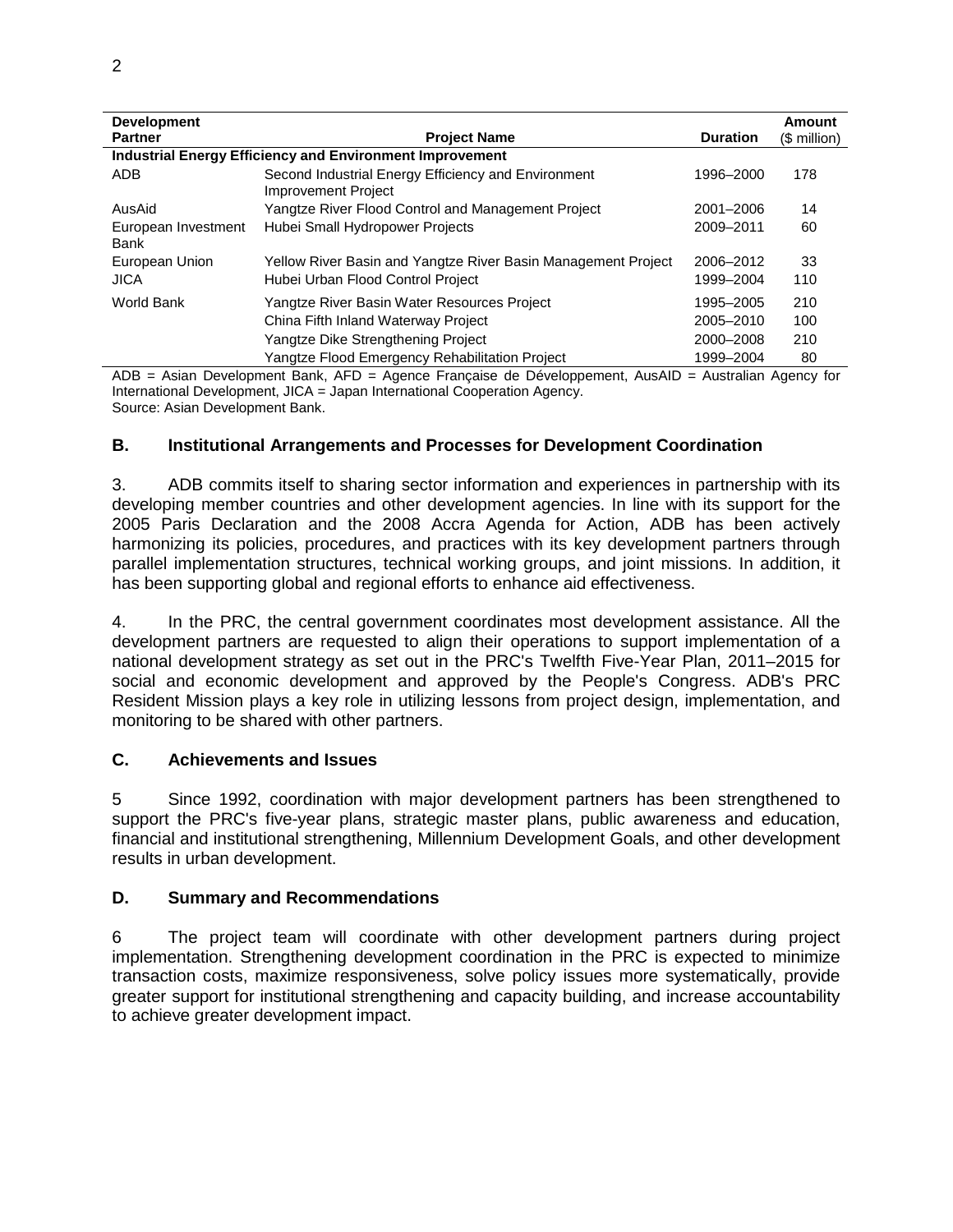| Development Partner | Project Name | Duration | Amount ($ million) |
| --- | --- | --- | --- |
| **Industrial Energy Efficiency and Environment Improvement** | | | |
| ADB | Second Industrial Energy Efficiency and Environment Improvement Project | 1996–2000 | 178 |
| AusAid | Yangtze River Flood Control and Management Project | 2001–2006 | 14 |
| European Investment Bank | Hubei Small Hydropower Projects | 2009–2011 | 60 |
| European Union | Yellow River Basin and Yangtze River Basin Management Project | 2006–2012 | 33 |
| JICA | Hubei Urban Flood Control Project | 1999–2004 | 110 |
| World Bank | Yangtze River Basin Water Resources Project | 1995–2005 | 210 |
| | China Fifth Inland Waterway Project | 2005–2010 | 100 |
| | Yangtze Dike Strengthening Project | 2000–2008 | 210 |
| | Yangtze Flood Emergency Rehabilitation Project | 1999–2004 | 80 |

ADB = Asian Development Bank, AFD = Agence Française de Développement, AusAID = Australian Agency for International Development, JICA = Japan International Cooperation Agency.
Source: Asian Development Bank.

## B. Institutional Arrangements and Processes for Development Coordination

3. ADB commits itself to sharing sector information and experiences in partnership with its developing member countries and other development agencies. In line with its support for the 2005 Paris Declaration and the 2008 Accra Agenda for Action, ADB has been actively harmonizing its policies, procedures, and practices with its key development partners through parallel implementation structures, technical working groups, and joint missions. In addition, it has been supporting global and regional efforts to enhance aid effectiveness.

4. In the PRC, the central government coordinates most development assistance. All the development partners are requested to align their operations to support implementation of a national development strategy as set out in the PRC's Twelfth Five-Year Plan, 2011–2015 for social and economic development and approved by the People's Congress. ADB's PRC Resident Mission plays a key role in utilizing lessons from project design, implementation, and monitoring to be shared with other partners.

## C. Achievements and Issues

5 Since 1992, coordination with major development partners has been strengthened to support the PRC's five-year plans, strategic master plans, public awareness and education, financial and institutional strengthening, Millennium Development Goals, and other development results in urban development.

## D. Summary and Recommendations

6 The project team will coordinate with other development partners during project implementation. Strengthening development coordination in the PRC is expected to minimize transaction costs, maximize responsiveness, solve policy issues more systematically, provide greater support for institutional strengthening and capacity building, and increase accountability to achieve greater development impact.